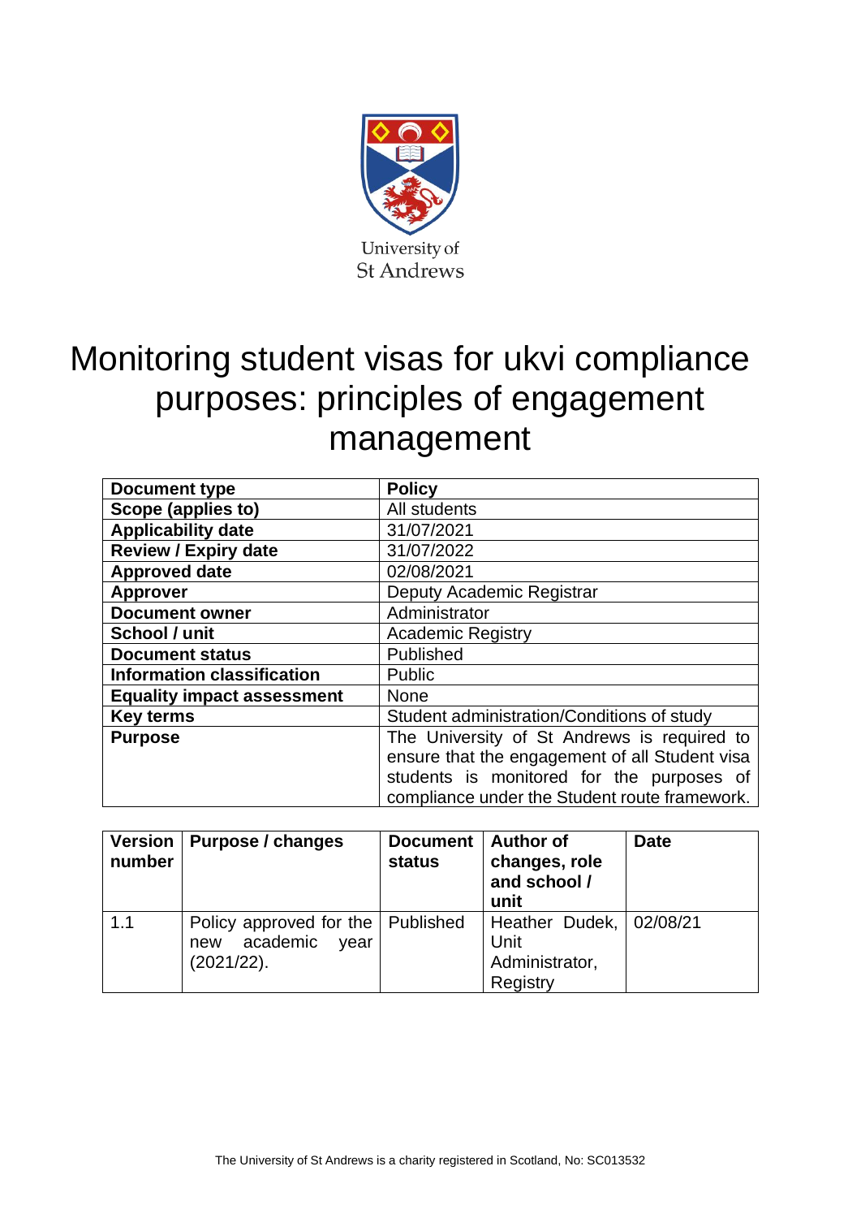University of St Andrews

# Monitoring student visas for ukvi compliance purposes: principles of engagement management

| **Document type** | **Policy** |
|---|---|
| **Scope (applies to)** | All students |
| **Applicability date** | 31/07/2021 |
| **Review / Expiry date** | 31/07/2022 |
| **Approved date** | 02/08/2021 |
| **Approver** | Deputy Academic Registrar |
| **Document owner** | Administrator |
| **School / unit** | Academic Registry |
| **Document status** | Published |
| **Information classification** | Public |
| **Equality impact assessment** | None |
| **Key terms** | Student administration/Conditions of study |
| **Purpose** | The University of St Andrews is required to ensure that the engagement of all Student visa students is monitored for the purposes of compliance under the Student route framework. |

| **Version number** | **Purpose / changes** | **Document status** | **Author of changes, role and school / unit** | **Date** |
|---|---|---|---|---|
| 1.1 | Policy approved for the new academic year (2021/22). | Published | Heather Dudek, Unit Administrator, Registry | 02/08/21 |

The University of St Andrews is a charity registered in Scotland, No: SC013532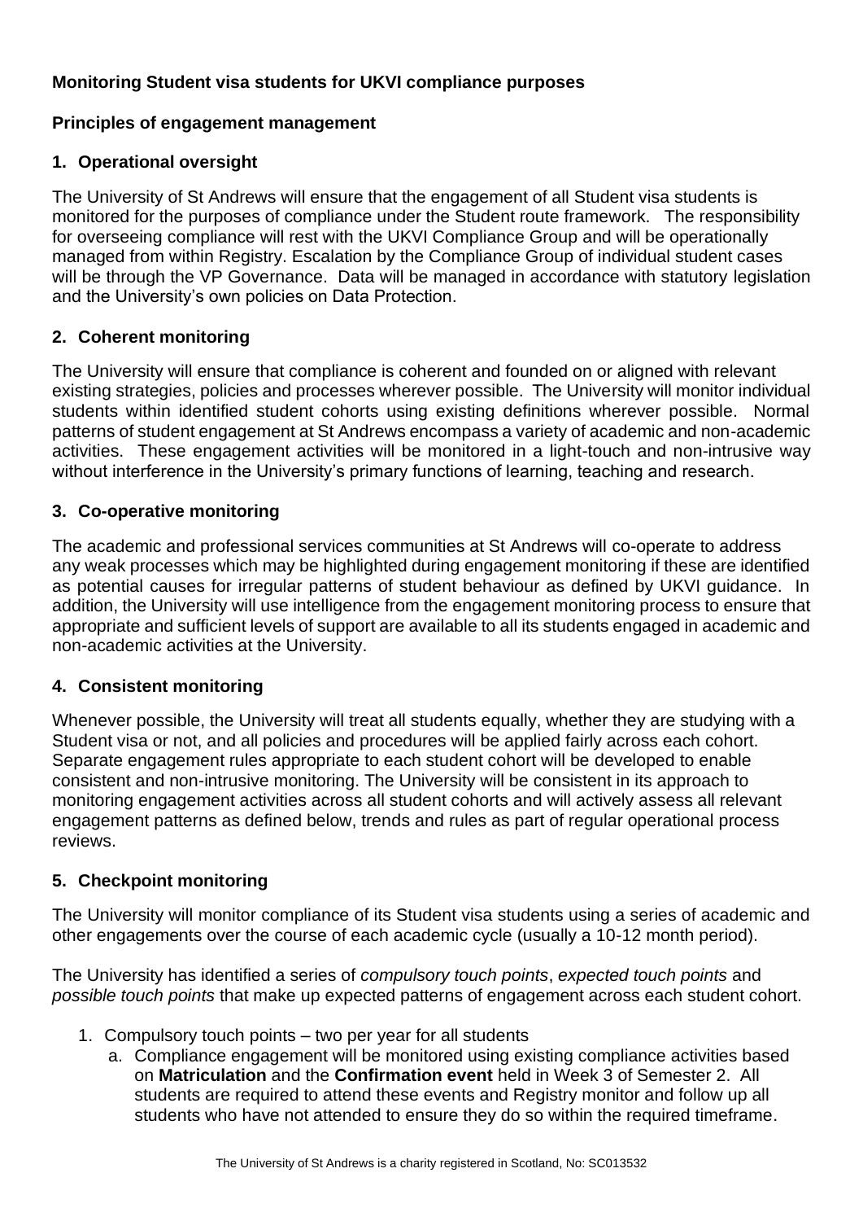**Monitoring Student visa students for UKVI compliance purposes**

**Principles of engagement management**

## 1. Operational oversight

The University of St Andrews will ensure that the engagement of all Student visa students is monitored for the purposes of compliance under the Student route framework. The responsibility for overseeing compliance will rest with the UKVI Compliance Group and will be operationally managed from within Registry. Escalation by the Compliance Group of individual student cases will be through the VP Governance. Data will be managed in accordance with statutory legislation and the University's own policies on Data Protection.

## 2. Coherent monitoring

The University will ensure that compliance is coherent and founded on or aligned with relevant existing strategies, policies and processes wherever possible. The University will monitor individual students within identified student cohorts using existing definitions wherever possible. Normal patterns of student engagement at St Andrews encompass a variety of academic and non-academic activities. These engagement activities will be monitored in a light-touch and non-intrusive way without interference in the University's primary functions of learning, teaching and research.

## 3. Co-operative monitoring

The academic and professional services communities at St Andrews will co-operate to address any weak processes which may be highlighted during engagement monitoring if these are identified as potential causes for irregular patterns of student behaviour as defined by UKVI guidance. In addition, the University will use intelligence from the engagement monitoring process to ensure that appropriate and sufficient levels of support are available to all its students engaged in academic and non-academic activities at the University.

## 4. Consistent monitoring

Whenever possible, the University will treat all students equally, whether they are studying with a Student visa or not, and all policies and procedures will be applied fairly across each cohort. Separate engagement rules appropriate to each student cohort will be developed to enable consistent and non-intrusive monitoring. The University will be consistent in its approach to monitoring engagement activities across all student cohorts and will actively assess all relevant engagement patterns as defined below, trends and rules as part of regular operational process reviews.

## 5. Checkpoint monitoring

The University will monitor compliance of its Student visa students using a series of academic and other engagements over the course of each academic cycle (usually a 10-12 month period).

The University has identified a series of *compulsory touch points*, *expected touch points* and *possible touch points* that make up expected patterns of engagement across each student cohort.

1. Compulsory touch points – two per year for all students
   a. Compliance engagement will be monitored using existing compliance activities based on **Matriculation** and the **Confirmation event** held in Week 3 of Semester 2. All students are required to attend these events and Registry monitor and follow up all students who have not attended to ensure they do so within the required timeframe.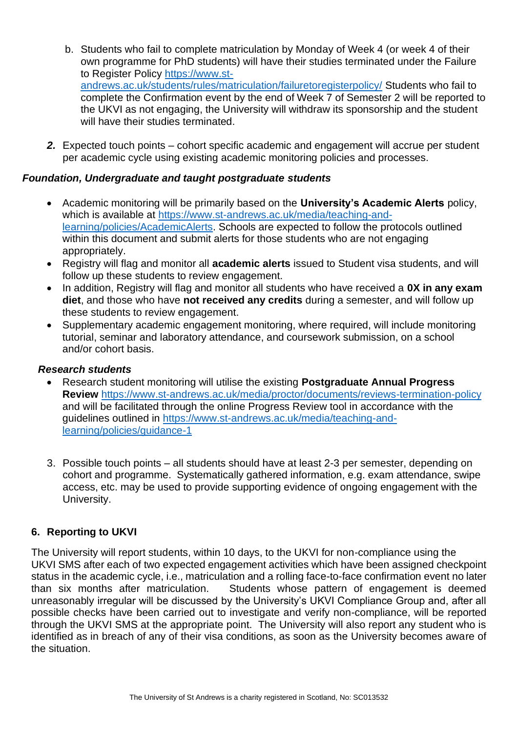b. Students who fail to complete matriculation by Monday of Week 4 (or week 4 of their own programme for PhD students) will have their studies terminated under the Failure to Register Policy https://www.st-andrews.ac.uk/students/rules/matriculation/failuretoregisterpolicy/ Students who fail to complete the Confirmation event by the end of Week 7 of Semester 2 will be reported to the UKVI as not engaging, the University will withdraw its sponsorship and the student will have their studies terminated.

***2.*** Expected touch points – cohort specific academic and engagement will accrue per student per academic cycle using existing academic monitoring policies and processes.

***Foundation, Undergraduate and taught postgraduate students***

- Academic monitoring will be primarily based on the **University's Academic Alerts** policy, which is available at https://www.st-andrews.ac.uk/media/teaching-and-learning/policies/AcademicAlerts. Schools are expected to follow the protocols outlined within this document and submit alerts for those students who are not engaging appropriately.
- Registry will flag and monitor all **academic alerts** issued to Student visa students, and will follow up these students to review engagement.
- In addition, Registry will flag and monitor all students who have received a **0X in any exam diet**, and those who have **not received any credits** during a semester, and will follow up these students to review engagement.
- Supplementary academic engagement monitoring, where required, will include monitoring tutorial, seminar and laboratory attendance, and coursework submission, on a school and/or cohort basis.

***Research students***

- Research student monitoring will utilise the existing **Postgraduate Annual Progress Review** https://www.st-andrews.ac.uk/media/proctor/documents/reviews-termination-policy and will be facilitated through the online Progress Review tool in accordance with the guidelines outlined in https://www.st-andrews.ac.uk/media/teaching-and-learning/policies/guidance-1

3. Possible touch points – all students should have at least 2-3 per semester, depending on cohort and programme. Systematically gathered information, e.g. exam attendance, swipe access, etc. may be used to provide supporting evidence of ongoing engagement with the University.

## 6. Reporting to UKVI

The University will report students, within 10 days, to the UKVI for non-compliance using the UKVI SMS after each of two expected engagement activities which have been assigned checkpoint status in the academic cycle, i.e., matriculation and a rolling face-to-face confirmation event no later than six months after matriculation. Students whose pattern of engagement is deemed unreasonably irregular will be discussed by the University's UKVI Compliance Group and, after all possible checks have been carried out to investigate and verify non-compliance, will be reported through the UKVI SMS at the appropriate point. The University will also report any student who is identified as in breach of any of their visa conditions, as soon as the University becomes aware of the situation.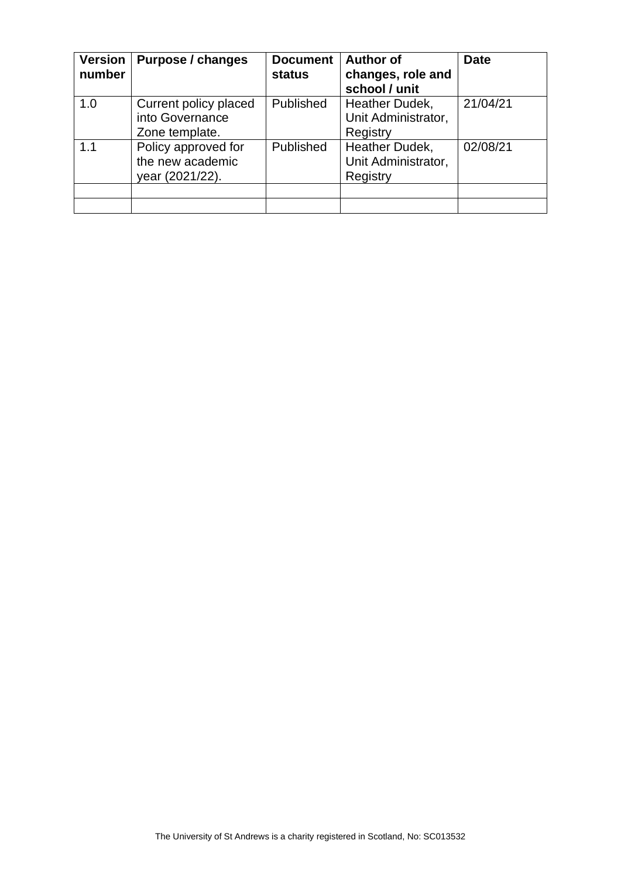| Version number | Purpose / changes | Document status | Author of changes, role and school / unit | Date |
|---|---|---|---|---|
| 1.0 | Current policy placed into Governance Zone template. | Published | Heather Dudek, Unit Administrator, Registry | 21/04/21 |
| 1.1 | Policy approved for the new academic year (2021/22). | Published | Heather Dudek, Unit Administrator, Registry | 02/08/21 |
| | | | | |
| | | | | |

The University of St Andrews is a charity registered in Scotland, No: SC013532